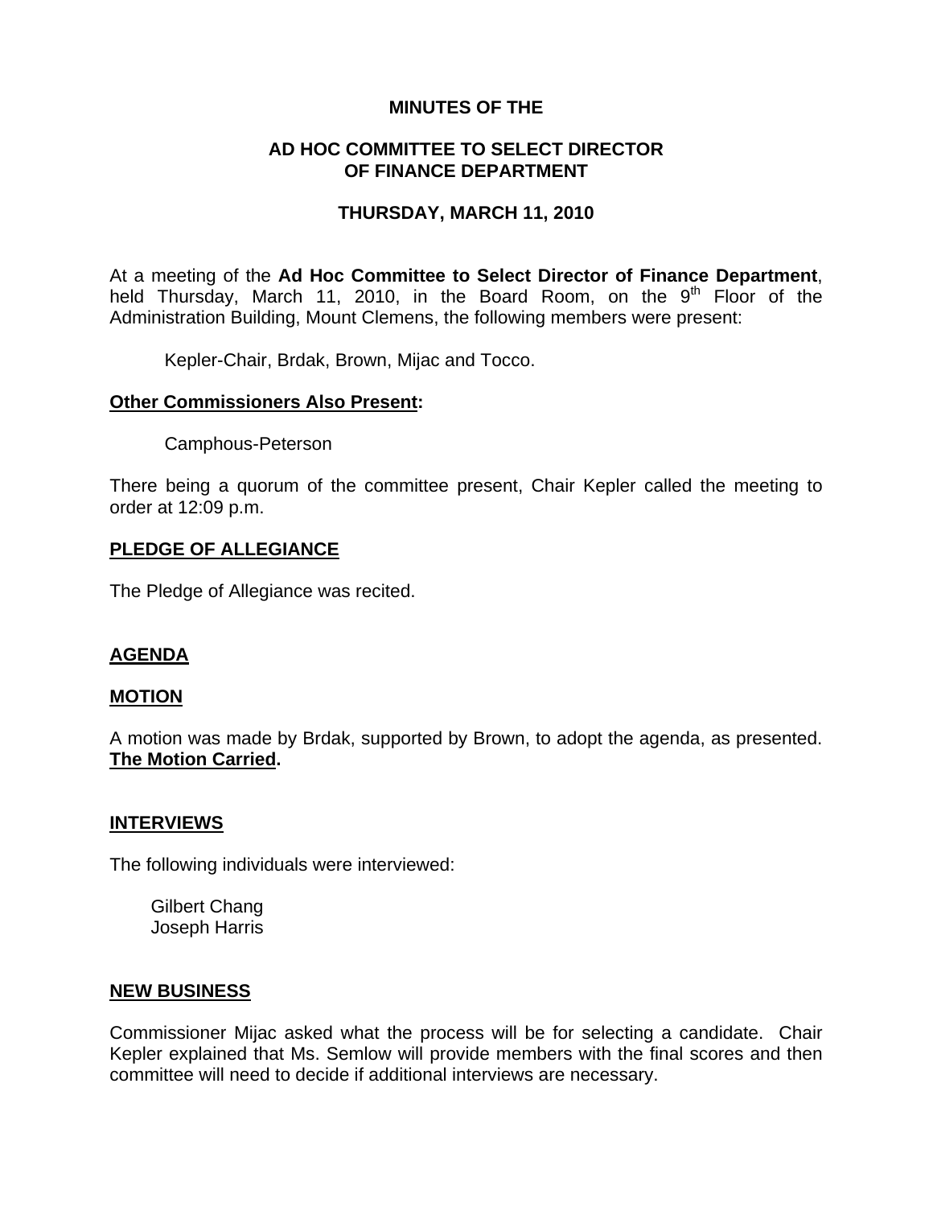# MINUTES OF THE

## AD HOC COMMITTEE TO SELECT DIRECTOR OF FINANCE DEPARTMENT

### THURSDAY, MARCH 11, 2010

At a meeting of the **Ad Hoc Committee to Select Director of Finance Department**, held Thursday, March 11, 2010, in the Board Room, on the 9th Floor of the Administration Building, Mount Clemens, the following members were present:

Kepler-Chair, Brdak, Brown, Mijac and Tocco.

**Other Commissioners Also Present:**

Camphous-Peterson

There being a quorum of the committee present, Chair Kepler called the meeting to order at 12:09 p.m.

**PLEDGE OF ALLEGIANCE**

The Pledge of Allegiance was recited.

**AGENDA**

**MOTION**

A motion was made by Brdak, supported by Brown, to adopt the agenda, as presented. **The Motion Carried.**

**INTERVIEWS**

The following individuals were interviewed:

Gilbert Chang
Joseph Harris

**NEW BUSINESS**

Commissioner Mijac asked what the process will be for selecting a candidate. Chair Kepler explained that Ms. Semlow will provide members with the final scores and then committee will need to decide if additional interviews are necessary.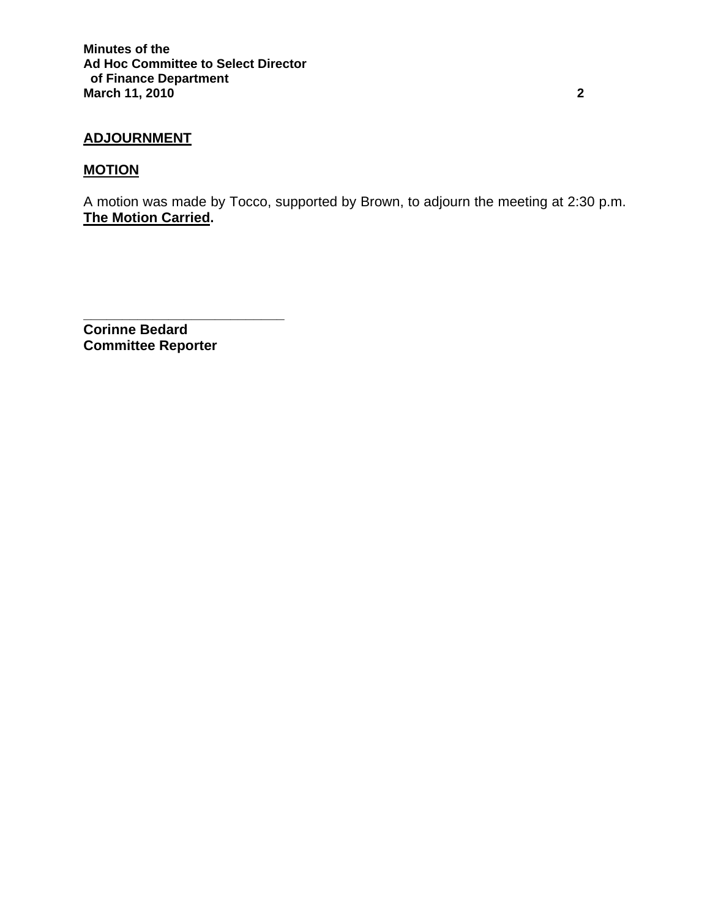## ADJOURNMENT

## MOTION

A motion was made by Tocco, supported by Brown, to adjourn the meeting at 2:30 p.m. **The Motion Carried.**

\_\_\_\_\_\_\_\_\_\_\_\_\_\_\_\_\_\_\_\_\_\_\_\_\_\_\_\_

**Corinne Bedard**
**Committee Reporter**